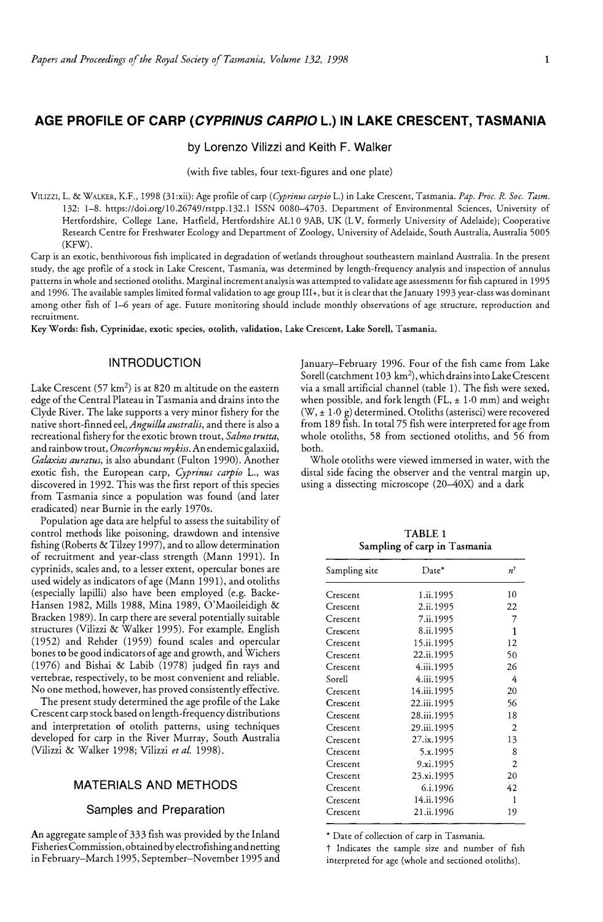# AGE PROFILE OF CARP (*CYPRINUS CARPIO* L.) IN LAKE CRESCENT, TASMANIA

by Lorenzo Vilizzi and Keith F. Walker

(with five tables, four text-figures and one plate)

VILIZZI, L. & WALKER, K.F., 1998 (31:xii): Age profile of carp (*Cyprinus carpio* L.) in Lake Crescent, Tasmania. *Pap. Proc. R. Soc. Tasm.* 132: 1–8. https://doi.org/10.26749/rstpp.132.1 ISSN 0080–4703. Department of Environmental Sciences, University of Hertfordshire, College Lane, Hatfield, Hertfordshire AL10 9AB, UK (LV, formerly University of Adelaide); Cooperative Research Centre for Freshwater Ecology and Department of Zoology, University of Adelaide, South Australia, Australia 5005 (KFW).

Carp is an exotic, benthivorous fish implicated in degradation of wetlands throughout southeastern mainland Australia. In the present study, the age profile of a stock in Lake Crescent, Tasmania, was determined by length-frequency analysis and inspection of annulus patterns in whole and sectioned otoliths. Marginal increment analysis was attempted to validate age assessments for fish captured in 1995 and 1996. The available samples limited formal validation to age group III+, but it is clear that the January 1993 year-class was dominant among other fish of 1–6 years of age. Future monitoring should include monthly observations of age structure, reproduction and recruitment.

Key Words: fish, Cyprinidae, exotic species, otolith, validation, Lake Crescent, Lake Sorell, Tasmania.

## INTRODUCTION

Lake Crescent (57 km$^2$) is at 820 m altitude on the eastern edge of the Central Plateau in Tasmania and drains into the Clyde River. The lake supports a very minor fishery for the native short-finned eel, *Anguilla australis*, and there is also a recreational fishery for the exotic brown trout, *Salmo trutta*, and rainbow trout, *Oncorhyncus mykiss*. An endemic galaxiid, *Galaxias auratus*, is also abundant (Fulton 1990). Another exotic fish, the European carp, *Cyprinus carpio* L., was discovered in 1992. This was the first report of this species from Tasmania since a population was found (and later eradicated) near Burnie in the early 1970s.

Population age data are helpful to assess the suitability of control methods like poisoning, drawdown and intensive fishing (Roberts & Tilzey 1997), and to allow determination of recruitment and year-class strength (Mann 1991). In cyprinids, scales and, to a lesser extent, opercular bones are used widely as indicators of age (Mann 1991), and otoliths (especially lapilli) also have been employed (e.g. Backe-Hansen 1982, Mills 1988, Mina 1989, O'Maoileidigh & Bracken 1989). In carp there are several potentially suitable structures (Vilizzi & Walker 1995). For example, English (1952) and Rehder (1959) found scales and opercular bones to be good indicators of age and growth, and Wichers (1976) and Bishai & Labib (1978) judged fin rays and vertebrae, respectively, to be most convenient and reliable. No one method, however, has proved consistently effective.

The present study determined the age profile of the Lake Crescent carp stock based on length-frequency distributions and interpretation of otolith patterns, using techniques developed for carp in the River Murray, South Australia (Vilizzi & Walker 1998; Vilizzi *et al.* 1998).

## MATERIALS AND METHODS

### Samples and Preparation

An aggregate sample of 333 fish was provided by the Inland Fisheries Commission, obtained by electrofishing and netting in February–March 1995, September–November 1995 and January–February 1996. Four of the fish came from Lake Sorell (catchment 103 km$^2$), which drains into Lake Crescent via a small artificial channel (table 1). The fish were sexed, when possible, and fork length (FL, ± 1·0 mm) and weight (W, ± 1·0 g) determined. Otoliths (asterisci) were recovered from 189 fish. In total 75 fish were interpreted for age from whole otoliths, 58 from sectioned otoliths, and 56 from both.

Whole otoliths were viewed immersed in water, with the distal side facing the observer and the ventral margin up, using a dissecting microscope (20–40X) and a dark

TABLE 1
Sampling of carp in Tasmania

| Sampling site | Date* | n† |
|---|---|---|
| Crescent | 1.ii.1995 | 10 |
| Crescent | 2.ii.1995 | 22 |
| Crescent | 7.ii.1995 | 7 |
| Crescent | 8.ii.1995 | 1 |
| Crescent | 15.ii.1995 | 12 |
| Crescent | 22.ii.1995 | 50 |
| Crescent | 4.iii.1995 | 26 |
| Sorell | 4.iii.1995 | 4 |
| Crescent | 14.iii.1995 | 20 |
| Crescent | 22.iii.1995 | 56 |
| Crescent | 28.iii.1995 | 18 |
| Crescent | 29.iii.1995 | 2 |
| Crescent | 27.ix.1995 | 13 |
| Crescent | 5.x.1995 | 8 |
| Crescent | 9.xi.1995 | 2 |
| Crescent | 23.xi.1995 | 20 |
| Crescent | 6.i.1996 | 42 |
| Crescent | 14.ii.1996 | 1 |
| Crescent | 21.ii.1996 | 19 |

\* Date of collection of carp in Tasmania.
† Indicates the sample size and number of fish interpreted for age (whole and sectioned otoliths).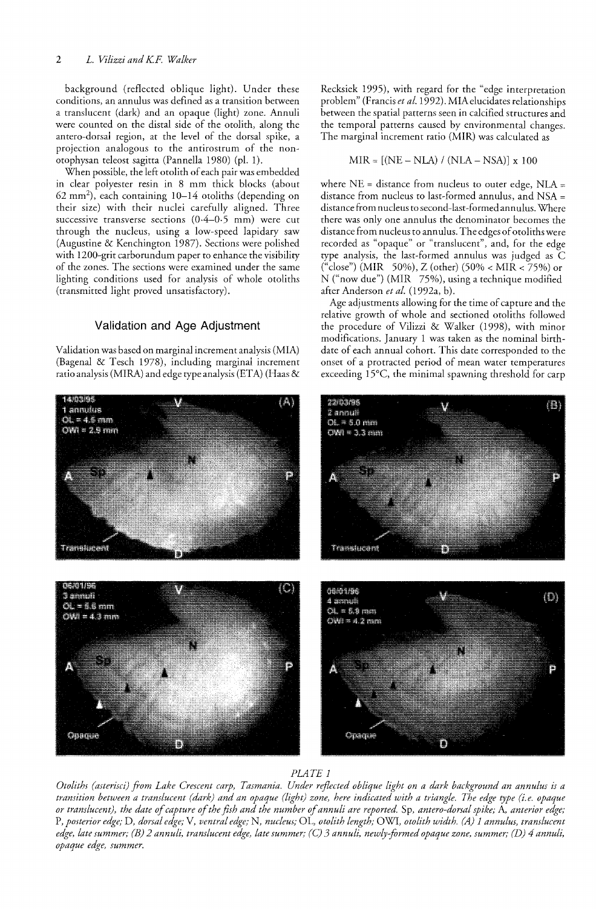background (reflected oblique light). Under these conditions, an annulus was defined as a transition between a translucent (dark) and an opaque (light) zone. Annuli were counted on the distal side of the otolith, along the antero-dorsal region, at the level of the dorsal spike, a projection analogous to the antirostrum of the non-otophysan teleost sagitta (Pannella 1980) (pl. 1).

When possible, the left otolith of each pair was embedded in clear polyester resin in 8 mm thick blocks (about 62 $mm^2$), each containing 10–14 otoliths (depending on their size) with their nuclei carefully aligned. Three successive transverse sections (0·4–0·5 mm) were cut through the nucleus, using a low-speed lapidary saw (Augustine & Kenchington 1987). Sections were polished with 1200-grit carborundum paper to enhance the visibility of the zones. The sections were examined under the same lighting conditions used for analysis of whole otoliths (transmitted light proved unsatisfactory).

## Validation and Age Adjustment

Validation was based on marginal increment analysis (MIA) (Bagenal & Tesch 1978), including marginal increment ratio analysis (MIRA) and edge type analysis (ETA) (Haas & Recksiek 1995), with regard for the "edge interpretation problem" (Francis *et al.* 1992). MIA elucidates relationships between the spatial patterns seen in calcified structures and the temporal patterns caused by environmental changes. The marginal increment ratio (MIR) was calculated as

$$MIR = [(NE - NLA) / (NLA - NSA)] \times 100$$

where NE = distance from nucleus to outer edge, NLA = distance from nucleus to last-formed annulus, and NSA = distance from nucleus to second-last-formed annulus. Where there was only one annulus the denominator becomes the distance from nucleus to annulus. The edges of otoliths were recorded as "opaque" or "translucent", and, for the edge type analysis, the last-formed annulus was judged as C ("close") (MIR $\leq$ 50%), Z (other) (50% < MIR < 75%) or N ("now due") (MIR $\geq$ 75%), using a technique modified after Anderson *et al.* (1992a, b).

Age adjustments allowing for the time of capture and the relative growth of whole and sectioned otoliths followed the procedure of Vilizzi & Walker (1998), with minor modifications. January 1 was taken as the nominal birth-date of each annual cohort. This date corresponded to the onset of a protracted period of mean water temperatures exceeding 15°C, the minimal spawning threshold for carp

PLATE 1

*Otoliths (asterisci) from Lake Crescent carp, Tasmania. Under reflected oblique light on a dark background an annulus is a transition between a translucent (dark) and an opaque (light) zone, here indicated with a triangle. The edge type (i.e. opaque or translucent), the date of capture of the fish and the number of annuli are reported.* Sp, *antero-dorsal spike;* A, *anterior edge;* P, *posterior edge;* D, *dorsal edge;* V, *ventral edge;* N, *nucleus;* OL, *otolith length;* OWI, *otolith width. (A) 1 annulus, translucent edge, late summer; (B) 2 annuli, translucent edge, late summer; (C) 3 annuli, newly-formed opaque zone, summer; (D) 4 annuli, opaque edge, summer.*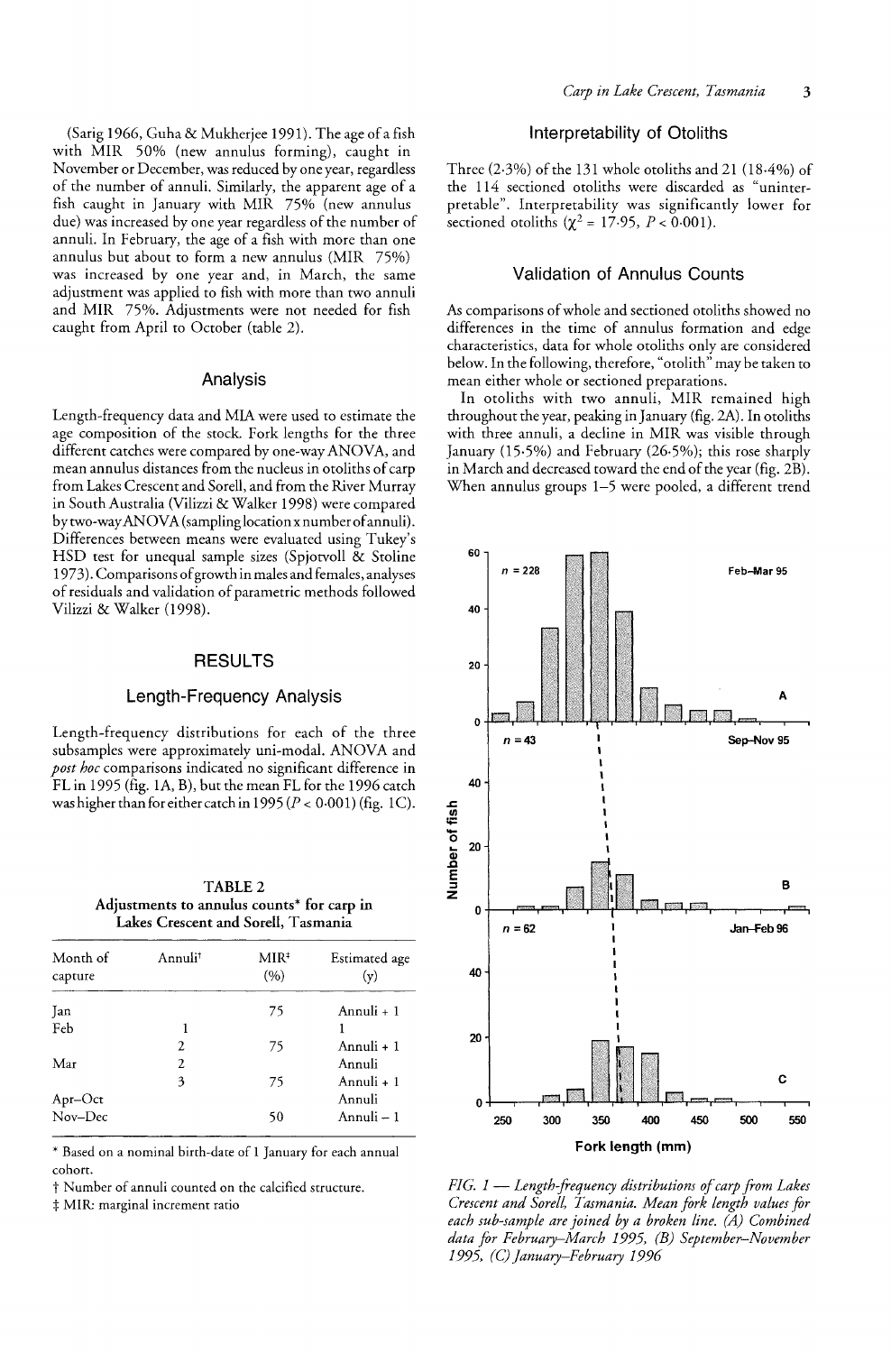(Sarig 1966, Guha & Mukherjee 1991). The age of a fish with MIR 50% (new annulus forming), caught in November or December, was reduced by one year, regardless of the number of annuli. Similarly, the apparent age of a fish caught in January with MIR 75% (new annulus due) was increased by one year regardless of the number of annuli. In February, the age of a fish with more than one annulus but about to form a new annulus (MIR 75%) was increased by one year and, in March, the same adjustment was applied to fish with more than two annuli and MIR 75%. Adjustments were not needed for fish caught from April to October (table 2).

## Analysis

Length-frequency data and MIA were used to estimate the age composition of the stock. Fork lengths for the three different catches were compared by one-way ANOVA, and mean annulus distances from the nucleus in otoliths of carp from Lakes Crescent and Sorell, and from the River Murray in South Australia (Vilizzi & Walker 1998) were compared by two-way ANOVA (sampling location x number of annuli). Differences between means were evaluated using Tukey's HSD test for unequal sample sizes (Spjotvoll & Stoline 1973). Comparisons of growth in males and females, analyses of residuals and validation of parametric methods followed Vilizzi & Walker (1998).

# RESULTS

## Length-Frequency Analysis

Length-frequency distributions for each of the three subsamples were approximately uni-modal. ANOVA and *post hoc* comparisons indicated no significant difference in FL in 1995 (fig. 1A, B), but the mean FL for the 1996 catch was higher than for either catch in 1995 ($P < 0{\cdot}001$) (fig. 1C).

**TABLE 2**
**Adjustments to annulus counts\* for carp in Lakes Crescent and Sorell, Tasmania**

| Month of capture | Annuli† | MIR‡ (%) | Estimated age (y) |
|---|---|---|---|
| Jan | | 75 | Annuli + 1 |
| Feb | 1 | | 1 |
| | 2 | 75 | Annuli + 1 |
| Mar | 2 | | Annuli |
| | 3 | 75 | Annuli + 1 |
| Apr–Oct | | | Annuli |
| Nov–Dec | | 50 | Annuli – 1 |

\* Based on a nominal birth-date of 1 January for each annual cohort.

† Number of annuli counted on the calcified structure.

‡ MIR: marginal increment ratio

## Interpretability of Otoliths

Three (2·3%) of the 131 whole otoliths and 21 (18·4%) of the 114 sectioned otoliths were discarded as "uninterpretable". Interpretability was significantly lower for sectioned otoliths ($\chi^2 = 17{\cdot}95$, $P < 0{\cdot}001$).

## Validation of Annulus Counts

As comparisons of whole and sectioned otoliths showed no differences in the time of annulus formation and edge characteristics, data for whole otoliths only are considered below. In the following, therefore, "otolith" may be taken to mean either whole or sectioned preparations.

In otoliths with two annuli, MIR remained high throughout the year, peaking in January (fig. 2A). In otoliths with three annuli, a decline in MIR was visible through January (15·5%) and February (26·5%); this rose sharply in March and decreased toward the end of the year (fig. 2B). When annulus groups 1–5 were pooled, a different trend

*FIG. 1 — Length-frequency distributions of carp from Lakes Crescent and Sorell, Tasmania. Mean fork length values for each sub-sample are joined by a broken line. (A) Combined data for February–March 1995, (B) September–November 1995, (C) January–February 1996*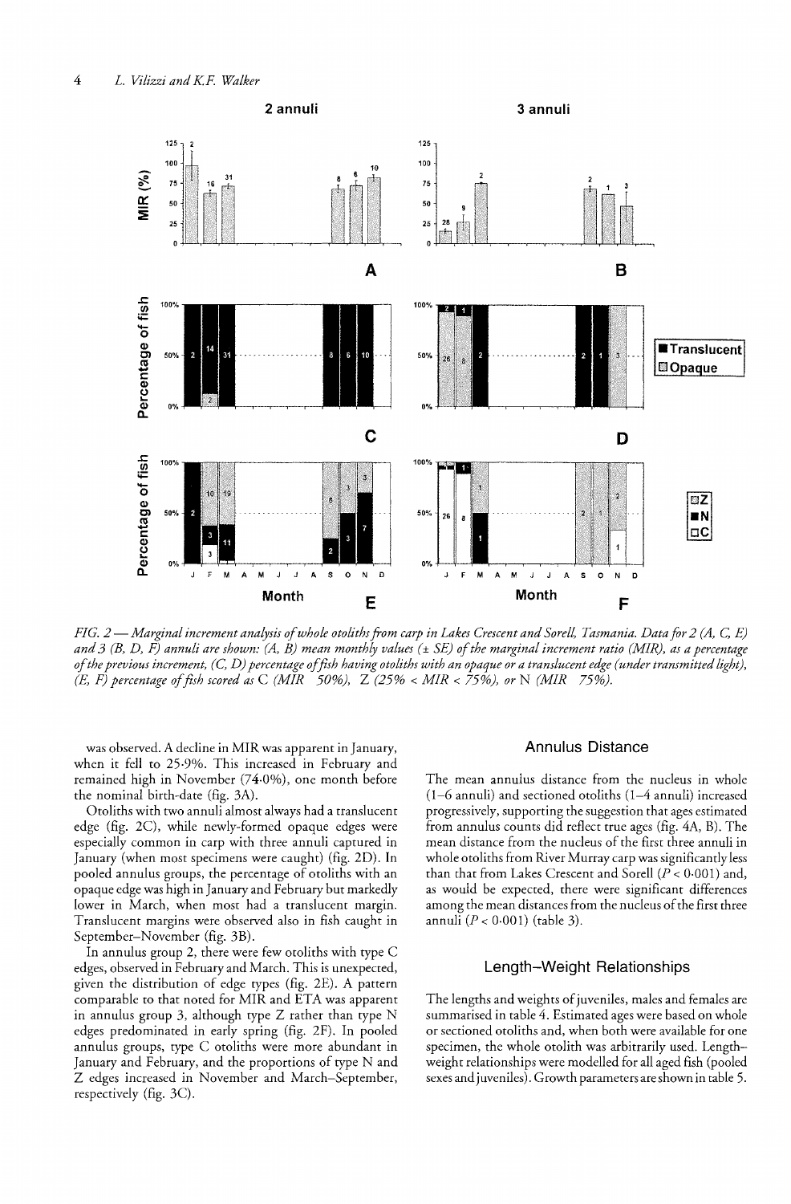FIG. 2 — *Marginal increment analysis of whole otoliths from carp in Lakes Crescent and Sorell, Tasmania. Data for 2 (A, C, E) and 3 (B, D, F) annuli are shown: (A, B) mean monthly values (± SE) of the marginal increment ratio (MIR), as a percentage of the previous increment, (C, D) percentage of fish having otoliths with an opaque or a translucent edge (under transmitted light), (E, F) percentage of fish scored as* C *(MIR 50%),* Z *(25% < MIR < 75%), or* N *(MIR 75%).*

was observed. A decline in MIR was apparent in January, when it fell to 25·9%. This increased in February and remained high in November (74·0%), one month before the nominal birth-date (fig. 3A).

Otoliths with two annuli almost always had a translucent edge (fig. 2C), while newly-formed opaque edges were especially common in carp with three annuli captured in January (when most specimens were caught) (fig. 2D). In pooled annulus groups, the percentage of otoliths with an opaque edge was high in January and February but markedly lower in March, when most had a translucent margin. Translucent margins were observed also in fish caught in September–November (fig. 3B).

In annulus group 2, there were few otoliths with type C edges, observed in February and March. This is unexpected, given the distribution of edge types (fig. 2E). A pattern comparable to that noted for MIR and ETA was apparent in annulus group 3, although type Z rather than type N edges predominated in early spring (fig. 2F). In pooled annulus groups, type C otoliths were more abundant in January and February, and the proportions of type N and Z edges increased in November and March–September, respectively (fig. 3C).

## Annulus Distance

The mean annulus distance from the nucleus in whole (1–6 annuli) and sectioned otoliths (1–4 annuli) increased progressively, supporting the suggestion that ages estimated from annulus counts did reflect true ages (fig. 4A, B). The mean distance from the nucleus of the first three annuli in whole otoliths from River Murray carp was significantly less than that from Lakes Crescent and Sorell ($P < 0·001$) and, as would be expected, there were significant differences among the mean distances from the nucleus of the first three annuli ($P < 0·001$) (table 3).

## Length–Weight Relationships

The lengths and weights of juveniles, males and females are summarised in table 4. Estimated ages were based on whole or sectioned otoliths and, when both were available for one specimen, the whole otolith was arbitrarily used. Length–weight relationships were modelled for all aged fish (pooled sexes and juveniles). Growth parameters are shown in table 5.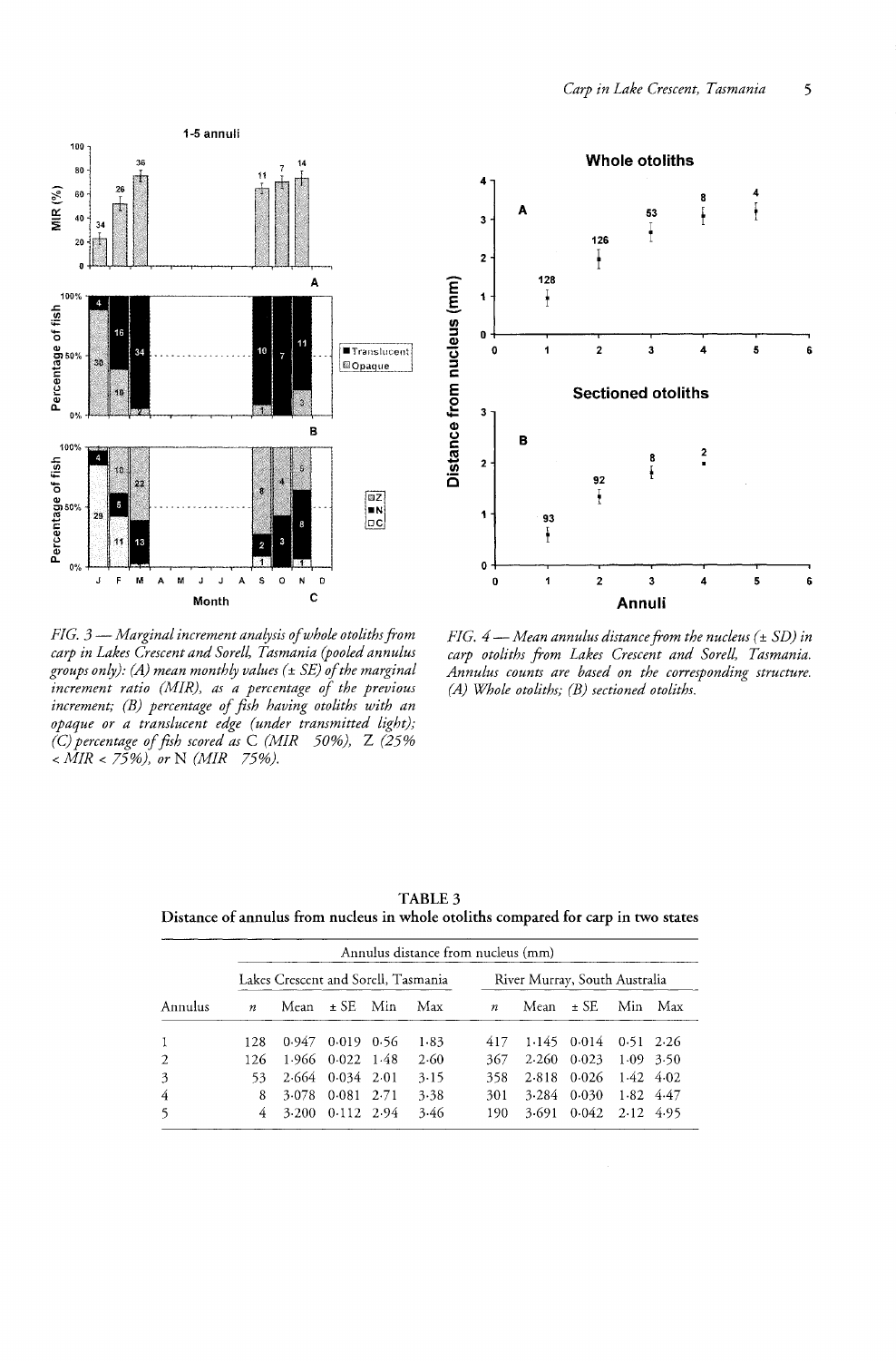*FIG. 3 — Marginal increment analysis of whole otoliths from carp in Lakes Crescent and Sorell, Tasmania (pooled annulus groups only): (A) mean monthly values (± SE) of the marginal increment ratio (MIR), as a percentage of the previous increment; (B) percentage of fish having otoliths with an opaque or a translucent edge (under transmitted light); (C) percentage of fish scored as* C *(MIR 50%),* Z *(25% < MIR < 75%), or* N *(MIR 75%).*

*FIG. 4 — Mean annulus distance from the nucleus (± SD) in carp otoliths from Lakes Crescent and Sorell, Tasmania. Annulus counts are based on the corresponding structure. (A) Whole otoliths; (B) sectioned otoliths.*

**TABLE 3**
**Distance of annulus from nucleus in whole otoliths compared for carp in two states**

| | Annulus distance from nucleus (mm) | | | | | | | | | |
|---|---|---|---|---|---|---|---|---|---|---|
| | Lakes Crescent and Sorell, Tasmania | | | | | River Murray, South Australia | | | | |
| Annulus | *n* | Mean | ± SE | Min | Max | *n* | Mean | ± SE | Min | Max |
| 1 | 128 | 0·947 | 0·019 | 0·56 | 1·83 | 417 | 1·145 | 0·014 | 0·51 | 2·26 |
| 2 | 126 | 1·966 | 0·022 | 1·48 | 2·60 | 367 | 2·260 | 0·023 | 1·09 | 3·50 |
| 3 | 53 | 2·664 | 0·034 | 2·01 | 3·15 | 358 | 2·818 | 0·026 | 1·42 | 4·02 |
| 4 | 8 | 3·078 | 0·081 | 2·71 | 3·38 | 301 | 3·284 | 0·030 | 1·82 | 4·47 |
| 5 | 4 | 3·200 | 0·112 | 2·94 | 3·46 | 190 | 3·691 | 0·042 | 2·12 | 4·95 |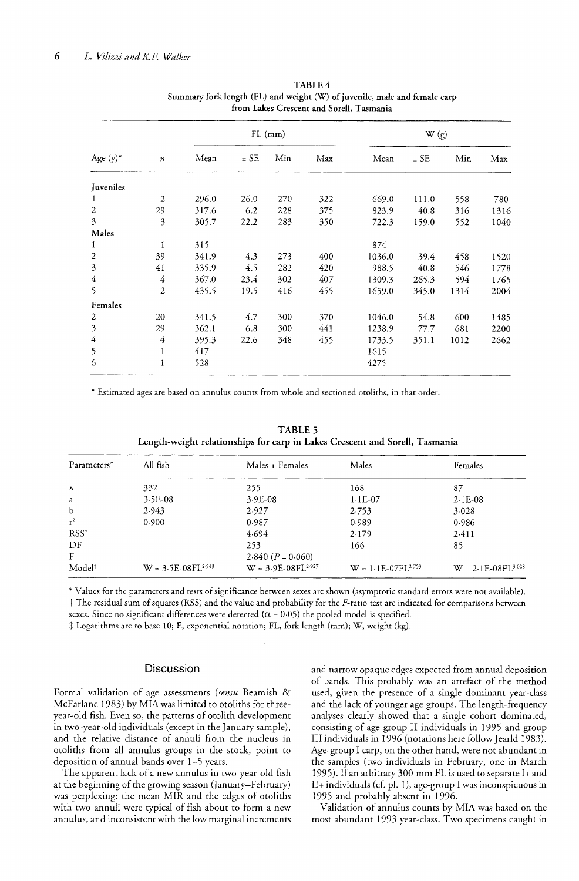**TABLE 4**
**Summary fork length (FL) and weight (W) of juvenile, male and female carp from Lakes Crescent and Sorell, Tasmania**

| Age (y)* | $n$ | FL (mm) | | | | W (g) | | | |
|---|---|---|---|---|---|---|---|---|---|
| | | Mean | ± SE | Min | Max | Mean | ± SE | Min | Max |
| **Juveniles** | | | | | | | | | |
| 1 | 2 | 296.0 | 26.0 | 270 | 322 | 669.0 | 111.0 | 558 | 780 |
| 2 | 29 | 317.6 | 6.2 | 228 | 375 | 823.9 | 40.8 | 316 | 1316 |
| 3 | 3 | 305.7 | 22.2 | 283 | 350 | 722.3 | 159.0 | 552 | 1040 |
| **Males** | | | | | | | | | |
| 1 | 1 | 315 | | | | 874 | | | |
| 2 | 39 | 341.9 | 4.3 | 273 | 400 | 1036.0 | 39.4 | 458 | 1520 |
| 3 | 41 | 335.9 | 4.5 | 282 | 420 | 988.5 | 40.8 | 546 | 1778 |
| 4 | 4 | 367.0 | 23.4 | 302 | 407 | 1309.3 | 265.3 | 594 | 1765 |
| 5 | 2 | 435.5 | 19.5 | 416 | 455 | 1659.0 | 345.0 | 1314 | 2004 |
| **Females** | | | | | | | | | |
| 2 | 20 | 341.5 | 4.7 | 300 | 370 | 1046.0 | 54.8 | 600 | 1485 |
| 3 | 29 | 362.1 | 6.8 | 300 | 441 | 1238.9 | 77.7 | 681 | 2200 |
| 4 | 4 | 395.3 | 22.6 | 348 | 455 | 1733.5 | 351.1 | 1012 | 2662 |
| 5 | 1 | 417 | | | | 1615 | | | |
| 6 | 1 | 528 | | | | 4275 | | | |

\* Estimated ages are based on annulus counts from whole and sectioned otoliths, in that order.

**TABLE 5**
**Length-weight relationships for carp in Lakes Crescent and Sorell, Tasmania**

| Parameters* | All fish | Males + Females | Males | Females |
|---|---|---|---|---|
| $n$ | 332 | 255 | 168 | 87 |
| a | 3·5E-08 | 3·9E-08 | 1·1E-07 | 2·1E-08 |
| b | 2·943 | 2·927 | 2·753 | 3·028 |
| $r^2$ | 0·900 | 0·987 | 0·989 | 0·986 |
| RSS† | | 4·694 | 2·179 | 2·411 |
| DF | | 253 | 166 | 85 |
| F | | 2·840 ($P$ = 0·060) | | |
| Model‡ | $W = 3{\cdot}5E\text{-}08FL^{2{\cdot}943}$ | $W = 3{\cdot}9E\text{-}08FL^{2{\cdot}927}$ | $W = 1{\cdot}1E\text{-}07FL^{2{\cdot}753}$ | $W = 2{\cdot}1E\text{-}08FL^{3{\cdot}028}$ |

\* Values for the parameters and tests of significance between sexes are shown (asymptotic standard errors were not available).
† The residual sum of squares (RSS) and the value and probability for the $F$-ratio test are indicated for comparisons between sexes. Since no significant differences were detected ($\alpha$ = 0·05) the pooled model is specified.
‡ Logarithms are to base 10; E, exponential notation; FL, fork length (mm); W, weight (kg).

## Discussion

Formal validation of age assessments (*sensu* Beamish & McFarlane 1983) by MIA was limited to otoliths for three-year-old fish. Even so, the patterns of otolith development in two-year-old individuals (except in the January sample), and the relative distance of annuli from the nucleus in otoliths from all annulus groups in the stock, point to deposition of annual bands over 1–5 years.

The apparent lack of a new annulus in two-year-old fish at the beginning of the growing season (January–February) was perplexing: the mean MIR and the edges of otoliths with two annuli were typical of fish about to form a new annulus, and inconsistent with the low marginal increments and narrow opaque edges expected from annual deposition of bands. This probably was an artefact of the method used, given the presence of a single dominant year-class and the lack of younger age groups. The length-frequency analyses clearly showed that a single cohort dominated, consisting of age-group II individuals in 1995 and group III individuals in 1996 (notations here follow Jearld 1983). Age-group I carp, on the other hand, were not abundant in the samples (two individuals in February, one in March 1995). If an arbitrary 300 mm FL is used to separate I+ and II+ individuals (cf. pl. 1), age-group I was inconspicuous in 1995 and probably absent in 1996.

Validation of annulus counts by MIA was based on the most abundant 1993 year-class. Two specimens caught in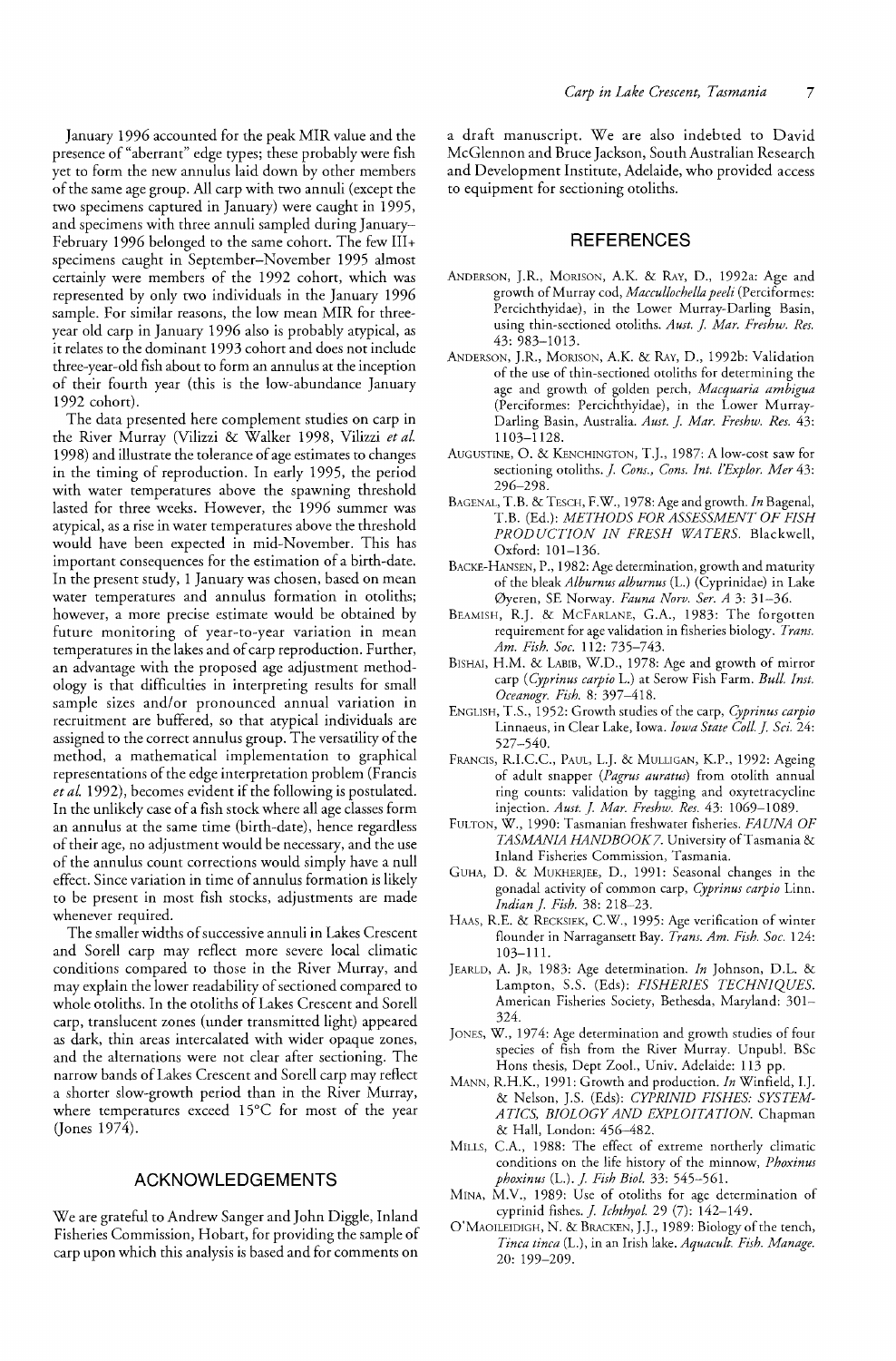January 1996 accounted for the peak MIR value and the presence of "aberrant" edge types; these probably were fish yet to form the new annulus laid down by other members of the same age group. All carp with two annuli (except the two specimens captured in January) were caught in 1995, and specimens with three annuli sampled during January–February 1996 belonged to the same cohort. The few III+ specimens caught in September–November 1995 almost certainly were members of the 1992 cohort, which was represented by only two individuals in the January 1996 sample. For similar reasons, the low mean MIR for three-year old carp in January 1996 also is probably atypical, as it relates to the dominant 1993 cohort and does not include three-year-old fish about to form an annulus at the inception of their fourth year (this is the low-abundance January 1992 cohort).

The data presented here complement studies on carp in the River Murray (Vilizzi & Walker 1998, Vilizzi *et al.* 1998) and illustrate the tolerance of age estimates to changes in the timing of reproduction. In early 1995, the period with water temperatures above the spawning threshold lasted for three weeks. However, the 1996 summer was atypical, as a rise in water temperatures above the threshold would have been expected in mid-November. This has important consequences for the estimation of a birth-date. In the present study, 1 January was chosen, based on mean water temperatures and annulus formation in otoliths; however, a more precise estimate would be obtained by future monitoring of year-to-year variation in mean temperatures in the lakes and of carp reproduction. Further, an advantage with the proposed age adjustment methodology is that difficulties in interpreting results for small sample sizes and/or pronounced annual variation in recruitment are buffered, so that atypical individuals are assigned to the correct annulus group. The versatility of the method, a mathematical implementation to graphical representations of the edge interpretation problem (Francis *et al.* 1992), becomes evident if the following is postulated. In the unlikely case of a fish stock where all age classes form an annulus at the same time (birth-date), hence regardless of their age, no adjustment would be necessary, and the use of the annulus count corrections would simply have a null effect. Since variation in time of annulus formation is likely to be present in most fish stocks, adjustments are made whenever required.

The smaller widths of successive annuli in Lakes Crescent and Sorell carp may reflect more severe local climatic conditions compared to those in the River Murray, and may explain the lower readability of sectioned compared to whole otoliths. In the otoliths of Lakes Crescent and Sorell carp, translucent zones (under transmitted light) appeared as dark, thin areas intercalated with wider opaque zones, and the alternations were not clear after sectioning. The narrow bands of Lakes Crescent and Sorell carp may reflect a shorter slow-growth period than in the River Murray, where temperatures exceed 15°C for most of the year (Jones 1974).

## ACKNOWLEDGEMENTS

We are grateful to Andrew Sanger and John Diggle, Inland Fisheries Commission, Hobart, for providing the sample of carp upon which this analysis is based and for comments on a draft manuscript. We are also indebted to David McGlennon and Bruce Jackson, South Australian Research and Development Institute, Adelaide, who provided access to equipment for sectioning otoliths.

## REFERENCES

Anderson, J.R., Morison, A.K. & Ray, D., 1992a: Age and growth of Murray cod, *Maccullochella peeli* (Perciformes: Percichthyidae), in the Lower Murray-Darling Basin, using thin-sectioned otoliths. *Aust. J. Mar. Freshw. Res.* 43: 983–1013.

Anderson, J.R., Morison, A.K. & Ray, D., 1992b: Validation of the use of thin-sectioned otoliths for determining the age and growth of golden perch, *Macquaria ambigua* (Perciformes: Percichthyidae), in the Lower Murray-Darling Basin, Australia. *Aust. J. Mar. Freshw. Res.* 43: 1103–1128.

Augustine, O. & Kenchington, T.J., 1987: A low-cost saw for sectioning otoliths. *J. Cons., Cons. Int. l'Explor. Mer* 43: 296–298.

Bagenal, T.B. & Tesch, F.W., 1978: Age and growth. *In* Bagenal, T.B. (Ed.): *METHODS FOR ASSESSMENT OF FISH PRODUCTION IN FRESH WATERS.* Blackwell, Oxford: 101–136.

Backe-Hansen, P., 1982: Age determination, growth and maturity of the bleak *Alburnus alburnus* (L.) (Cyprinidae) in Lake Øyeren, SE Norway. *Fauna Norv. Ser. A* 3: 31–36.

Beamish, R.J. & McFarlane, G.A., 1983: The forgotten requirement for age validation in fisheries biology. *Trans. Am. Fish. Soc.* 112: 735–743.

Bishai, H.M. & Labib, W.D., 1978: Age and growth of mirror carp (*Cyprinus carpio* L.) at Serow Fish Farm. *Bull. Inst. Oceanogr. Fish.* 8: 397–418.

English, T.S., 1952: Growth studies of the carp, *Cyprinus carpio* Linnaeus, in Clear Lake, Iowa. *Iowa State Coll. J. Sci.* 24: 527–540.

Francis, R.I.C.C., Paul, L.J. & Mulligan, K.P., 1992: Ageing of adult snapper (*Pagrus auratus*) from otolith annual ring counts: validation by tagging and oxytetracycline injection. *Aust. J. Mar. Freshw. Res.* 43: 1069–1089.

Fulton, W., 1990: Tasmanian freshwater fisheries. *FAUNA OF TASMANIA HANDBOOK 7.* University of Tasmania & Inland Fisheries Commission, Tasmania.

Guha, D. & Mukherjee, D., 1991: Seasonal changes in the gonadal activity of common carp, *Cyprinus carpio* Linn. *Indian J. Fish.* 38: 218–23.

Haas, R.E. & Recksiek, C.W., 1995: Age verification of winter flounder in Narragansett Bay. *Trans. Am. Fish. Soc.* 124: 103–111.

Jearld, A. Jr, 1983: Age determination. *In* Johnson, D.L. & Lampton, S.S. (Eds): *FISHERIES TECHNIQUES.* American Fisheries Society, Bethesda, Maryland: 301–324.

Jones, W., 1974: Age determination and growth studies of four species of fish from the River Murray. Unpubl. BSc Hons thesis, Dept Zool., Univ. Adelaide: 113 pp.

Mann, R.H.K., 1991: Growth and production. *In* Winfield, I.J. & Nelson, J.S. (Eds): *CYPRINID FISHES: SYSTEMATICS, BIOLOGY AND EXPLOITATION.* Chapman & Hall, London: 456–482.

Mills, C.A., 1988: The effect of extreme northerly climatic conditions on the life history of the minnow, *Phoxinus phoxinus* (L.). *J. Fish Biol.* 33: 545–561.

Mina, M.V., 1989: Use of otoliths for age determination of cyprinid fishes. *J. Ichthyol.* 29 (7): 142–149.

O'Maoileidigh, N. & Bracken, J.J., 1989: Biology of the tench, *Tinca tinca* (L.), in an Irish lake. *Aquacult. Fish. Manage.* 20: 199–209.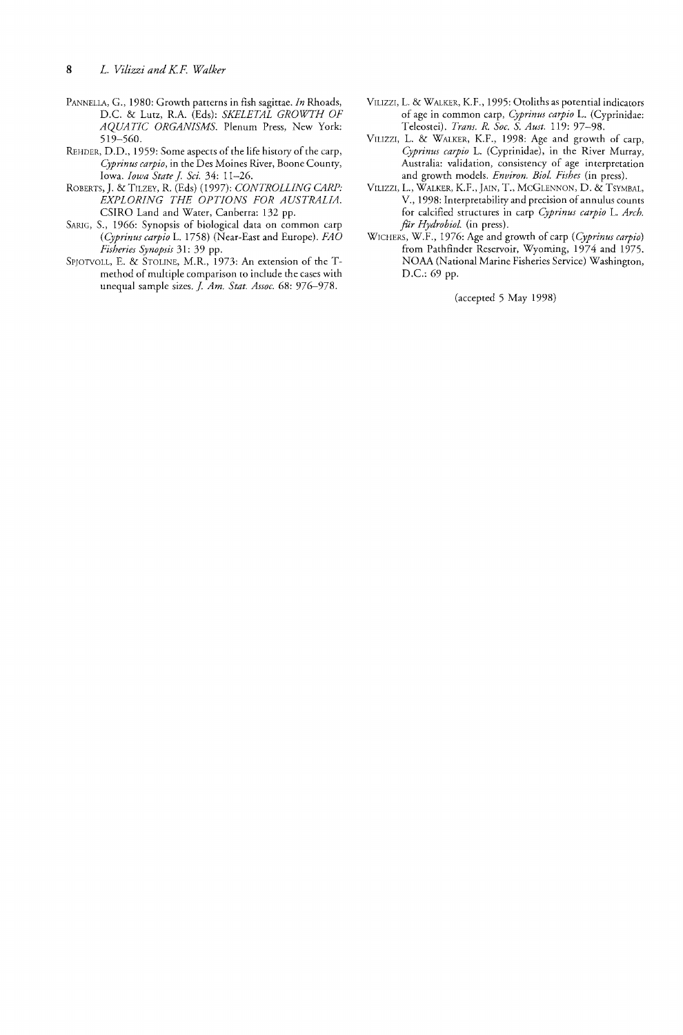Pannella, G., 1980: Growth patterns in fish sagittae. *In* Rhoads, D.C. & Lutz, R.A. (Eds): *SKELETAL GROWTH OF AQUATIC ORGANISMS*. Plenum Press, New York: 519–560.

Rehder, D.D., 1959: Some aspects of the life history of the carp, *Cyprinus carpio*, in the Des Moines River, Boone County, Iowa. *Iowa State J. Sci.* 34: 11–26.

Roberts, J. & Tilzey, R. (Eds) (1997): *CONTROLLING CARP: EXPLORING THE OPTIONS FOR AUSTRALIA*. CSIRO Land and Water, Canberra: 132 pp.

Sarig, S., 1966: Synopsis of biological data on common carp (*Cyprinus carpio* L. 1758) (Near-East and Europe). *FAO Fisheries Synopsis* 31: 39 pp.

Spjotvoll, E. & Stoline, M.R., 1973: An extension of the T-method of multiple comparison to include the cases with unequal sample sizes. *J. Am. Stat. Assoc.* 68: 976–978.

Vilizzi, L. & Walker, K.F., 1995: Otoliths as potential indicators of age in common carp, *Cyprinus carpio* L. (Cyprinidae: Teleostei). *Trans. R. Soc. S. Aust.* 119: 97–98.

Vilizzi, L. & Walker, K.F., 1998: Age and growth of carp, *Cyprinus carpio* L. (Cyprinidae), in the River Murray, Australia: validation, consistency of age interpretation and growth models. *Environ. Biol. Fishes* (in press).

Vilizzi, L., Walker, K.F., Jain, T., McGlennon, D. & Tsymbal, V., 1998: Interpretability and precision of annulus counts for calcified structures in carp *Cyprinus carpio* L. *Arch. für Hydrobiol.* (in press).

Wichers, W.F., 1976: Age and growth of carp (*Cyprinus carpio*) from Pathfinder Reservoir, Wyoming, 1974 and 1975. NOAA (National Marine Fisheries Service) Washington, D.C.: 69 pp.

(accepted 5 May 1998)